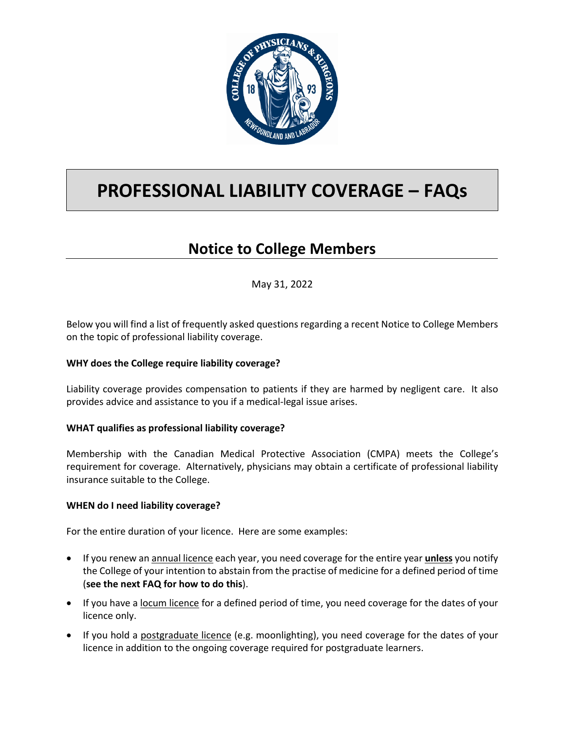# PROFESSIONAL LIABILITY COVERAGE – FAQs

## Notice to College Members

May 31, 2022

Below you will find a list of frequently asked questions regarding a recent Notice to College Members on the topic of professional liability coverage.

**WHY does the College require liability coverage?**

Liability coverage provides compensation to patients if they are harmed by negligent care. It also provides advice and assistance to you if a medical-legal issue arises.

**WHAT qualifies as professional liability coverage?**

Membership with the Canadian Medical Protective Association (CMPA) meets the College's requirement for coverage. Alternatively, physicians may obtain a certificate of professional liability insurance suitable to the College.

**WHEN do I need liability coverage?**

For the entire duration of your licence. Here are some examples:

- If you renew an annual licence each year, you need coverage for the entire year **unless** you notify the College of your intention to abstain from the practise of medicine for a defined period of time (**see the next FAQ for how to do this**).
- If you have a locum licence for a defined period of time, you need coverage for the dates of your licence only.
- If you hold a postgraduate licence (e.g. moonlighting), you need coverage for the dates of your licence in addition to the ongoing coverage required for postgraduate learners.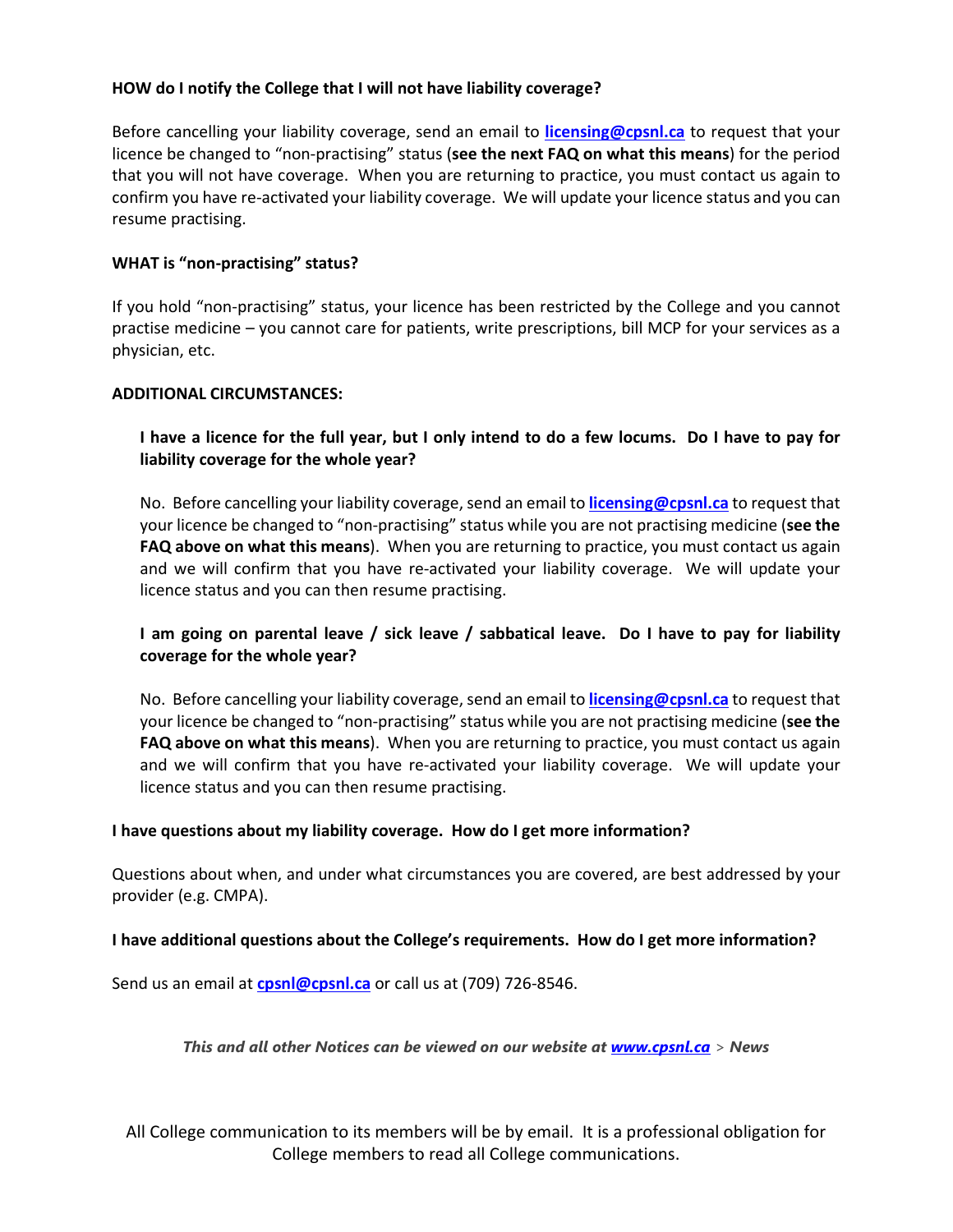**HOW do I notify the College that I will not have liability coverage?**

Before cancelling your liability coverage, send an email to **[licensing@cpsnl.ca](mailto:licensing@cpsnl.ca)** to request that your licence be changed to "non-practising" status (**see the next FAQ on what this means**) for the period that you will not have coverage. When you are returning to practice, you must contact us again to confirm you have re-activated your liability coverage. We will update your licence status and you can resume practising.

**WHAT is "non-practising" status?**

If you hold "non-practising" status, your licence has been restricted by the College and you cannot practise medicine – you cannot care for patients, write prescriptions, bill MCP for your services as a physician, etc.

**ADDITIONAL CIRCUMSTANCES:**

> **I have a licence for the full year, but I only intend to do a few locums. Do I have to pay for liability coverage for the whole year?**
>
> No. Before cancelling your liability coverage, send an email to **[licensing@cpsnl.ca](mailto:licensing@cpsnl.ca)** to request that your licence be changed to "non-practising" status while you are not practising medicine (**see the FAQ above on what this means**). When you are returning to practice, you must contact us again and we will confirm that you have re-activated your liability coverage. We will update your licence status and you can then resume practising.
>
> **I am going on parental leave / sick leave / sabbatical leave. Do I have to pay for liability coverage for the whole year?**
>
> No. Before cancelling your liability coverage, send an email to **[licensing@cpsnl.ca](mailto:licensing@cpsnl.ca)** to request that your licence be changed to "non-practising" status while you are not practising medicine (**see the FAQ above on what this means**). When you are returning to practice, you must contact us again and we will confirm that you have re-activated your liability coverage. We will update your licence status and you can then resume practising.

**I have questions about my liability coverage. How do I get more information?**

Questions about when, and under what circumstances you are covered, are best addressed by your provider (e.g. CMPA).

**I have additional questions about the College's requirements. How do I get more information?**

Send us an email at **[cpsnl@cpsnl.ca](mailto:cpsnl@cpsnl.ca)** or call us at (709) 726-8546.

***This and all other Notices can be viewed on our website at [www.cpsnl.ca](http://www.cpsnl.ca) > News***

All College communication to its members will be by email. It is a professional obligation for College members to read all College communications.